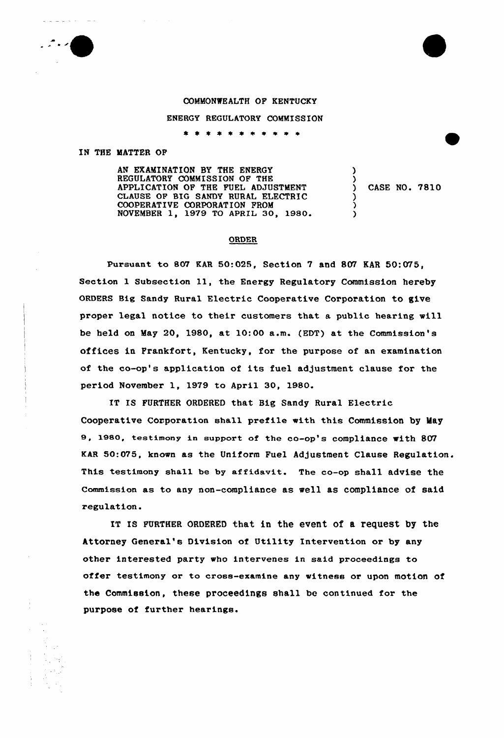COMMONWEALTH OF KENTUCKY

ENERGY REGULATORY COMMISSION

* * * * * * * * * * *

IN THE MATTER OF

AN EXAMINATION BY THE ENERGY REGULATORY COMMISSION OF THE APPLICATION OF THE FUEL ADJUSTMENT CLAUSE OF BIG SANDY RURAL ELECTRIC COOPERATIVE CORPORATION FROM NOVEMBER 1, 1979 TO APRIL 30, 1980. ) CASE NO. 7810

## ORDER

Pursuant to 807 KAR 50:025, Section 7 and 807 KAR 50:075, Section 1 Subsection 11, the Energy Regulatory Commission hereby ORDERS Big Sandy Rural Electric Cooperative Corporation to give proper legal notice to their customers that a public hearing will be held on May 20, 1980, at 10:00 a.m. (EDT) at the Commission's offices in Frankfort, Kentucky, for the purpose of an examination of the co-op's application of its fuel adjustment clause for the period November 1, 1979 to April 30, 1980.

IT IS FURTHER ORDERED that Big Sandy Rural Electric Cooperative Corporation shall prefile with this Commission by May 9, 1980, testimony in support of the co-op's compliance with 807 KAR 50:075, known as the Uniform Fuel Adjustment Clause Regulation. This testimony shall be by affidavit. The co-op shall advise the Commission as to any non-compliance as well as compliance of said regulation.

IT IS FURTHER ORDERED that in the event of a request by the Attorney General's Division of Utility Intervention or by any other interested party who intervenes in said proceedings to offer testimony or to cross-examine any witness or upon motion of the Commission, these proceedings shall be continued for the purpose of further hearings.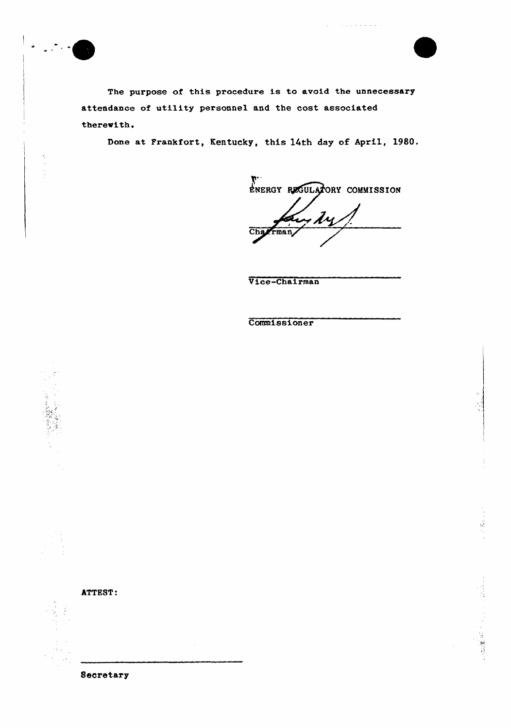The purpose of this procedure is to avoid the unnecessary attendance of utility personnel and the cost associated therewith.

Done at Frankfort, Kentucky, this 14th day of April, 1980.

ENERGY REGULATORY COMMISSION

Chairman

Vice-Chairman

Commissioner

ATTEST:

Secretary